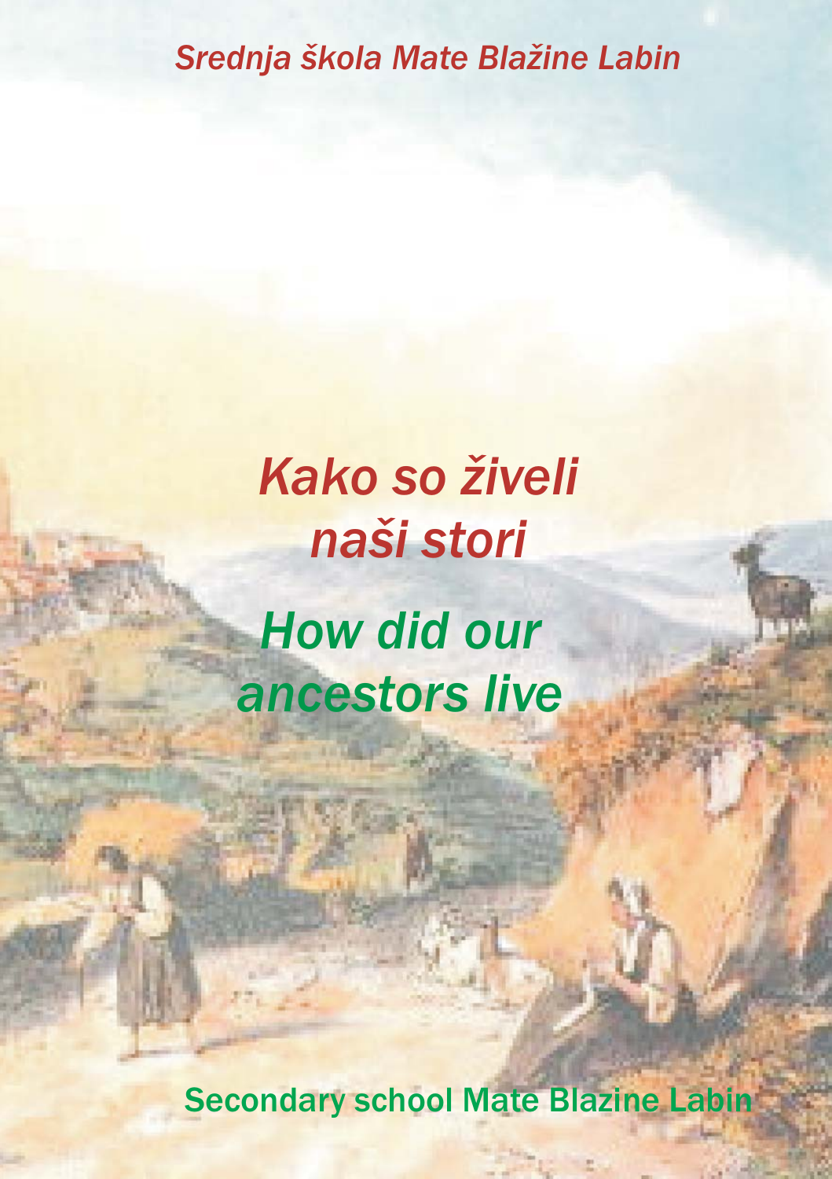*Srednja škola Mate Blažine Labin*

# *Kako so živeli naši stori*

# *How did our ancestors live*

Secondary school Mate Blazine Labin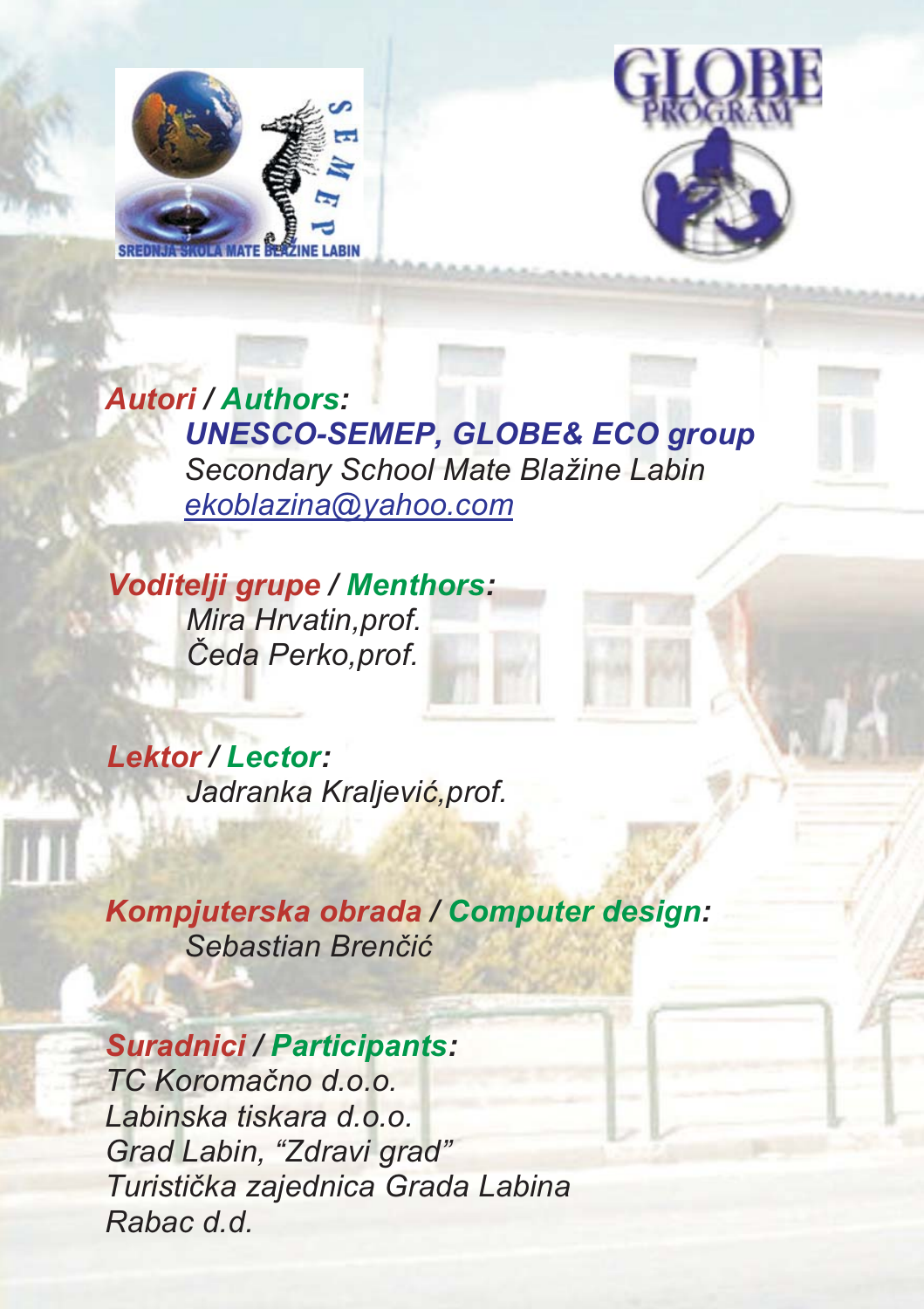***Autori / Authors:***

***UNESCO-SEMEP, GLOBE& ECO group***

*Secondary School Mate Blažine Labin*

*ekoblazina@yahoo.com*

***Voditelji grupe / Menthors:***

*Mira Hrvatin,prof.*

*Čeda Perko,prof.*

***Lektor / Lector:***

*Jadranka Kraljević,prof.*

***Kompjuterska obrada / Computer design:***

*Sebastian Brenčić*

***Suradnici / Participants:***

*TC Koromačno d.o.o.*

*Labinska tiskara d.o.o.*

*Grad Labin, "Zdravi grad"*

*Turistička zajednica Grada Labina*

*Rabac d.d.*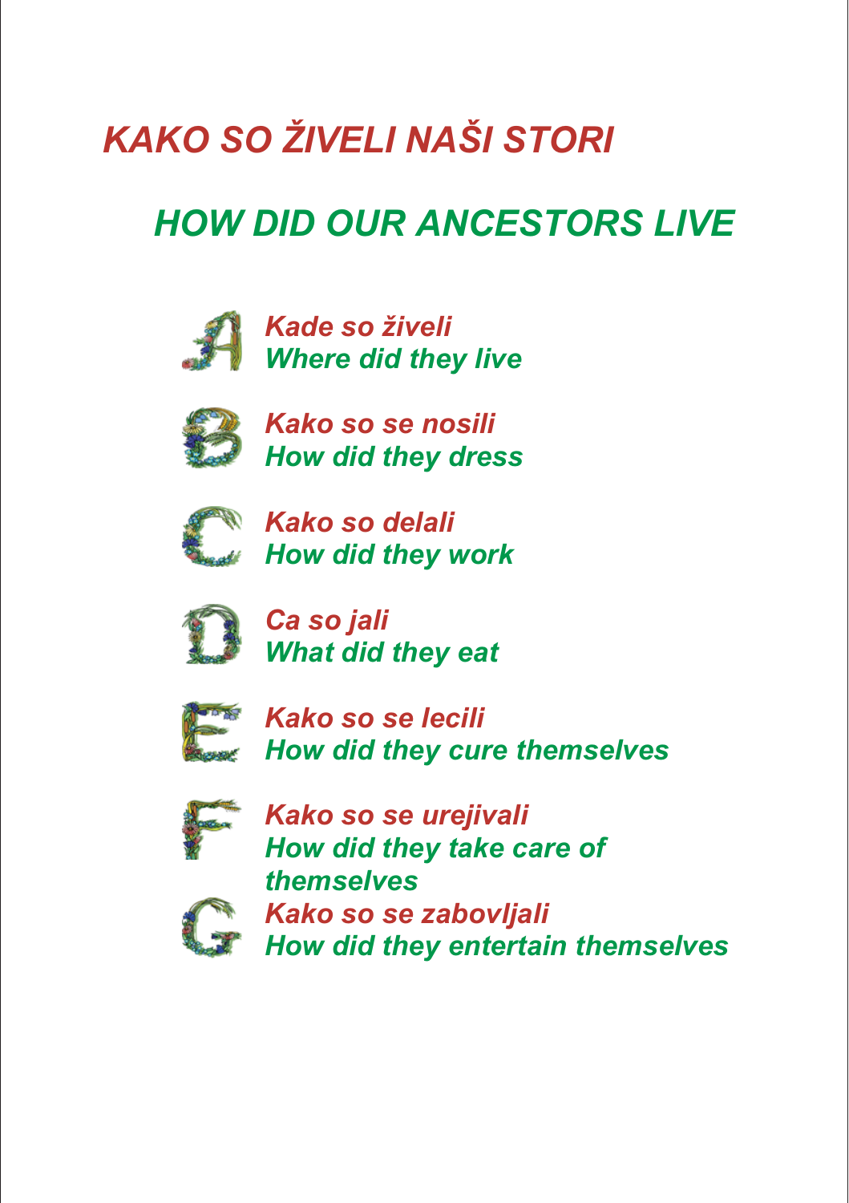# *KAKO SO ŽIVELI NAŠI STORI*

# *HOW DID OUR ANCESTORS LIVE*

A *Kade so živeli*
*Where did they live*

B *Kako so se nosili*
*How did they dress*

C *Kako so delali*
*How did they work*

D *Ca so jali*
*What did they eat*

E *Kako so se lecili*
*How did they cure themselves*

F *Kako so se urejivali*
*How did they take care of themselves*

G *Kako so se zabovljali*
*How did they entertain themselves*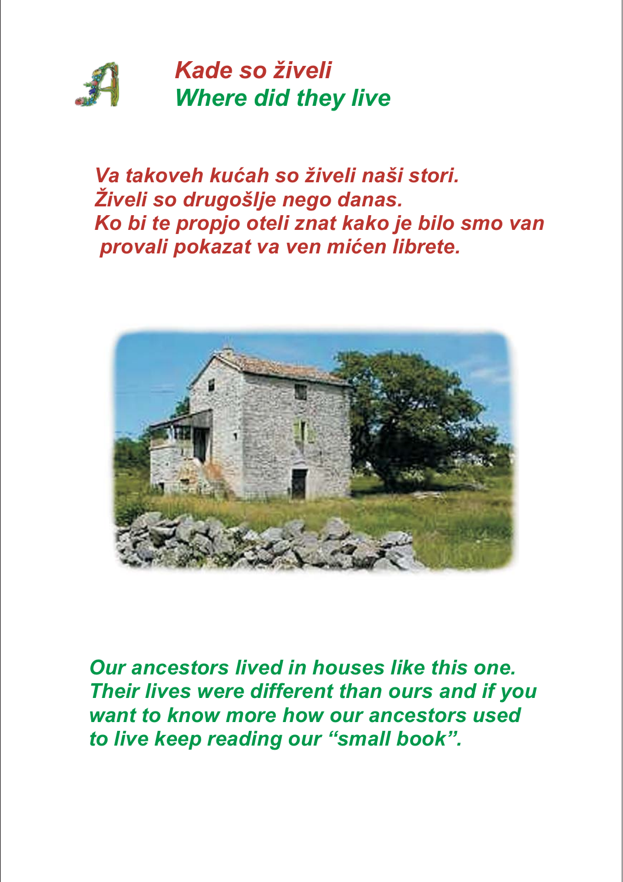## *Kade so živeli*
## *Where did they live*

*Va takoveh kućah so živeli naši stori.*
*Živeli so drugošlje nego danas.*
*Ko bi te propjo oteli znat kako je bilo smo van provali pokazat va ven mićen librete.*

*Our ancestors lived in houses like this one.*
*Their lives were different than ours and if you want to know more how our ancestors used to live keep reading our "small book".*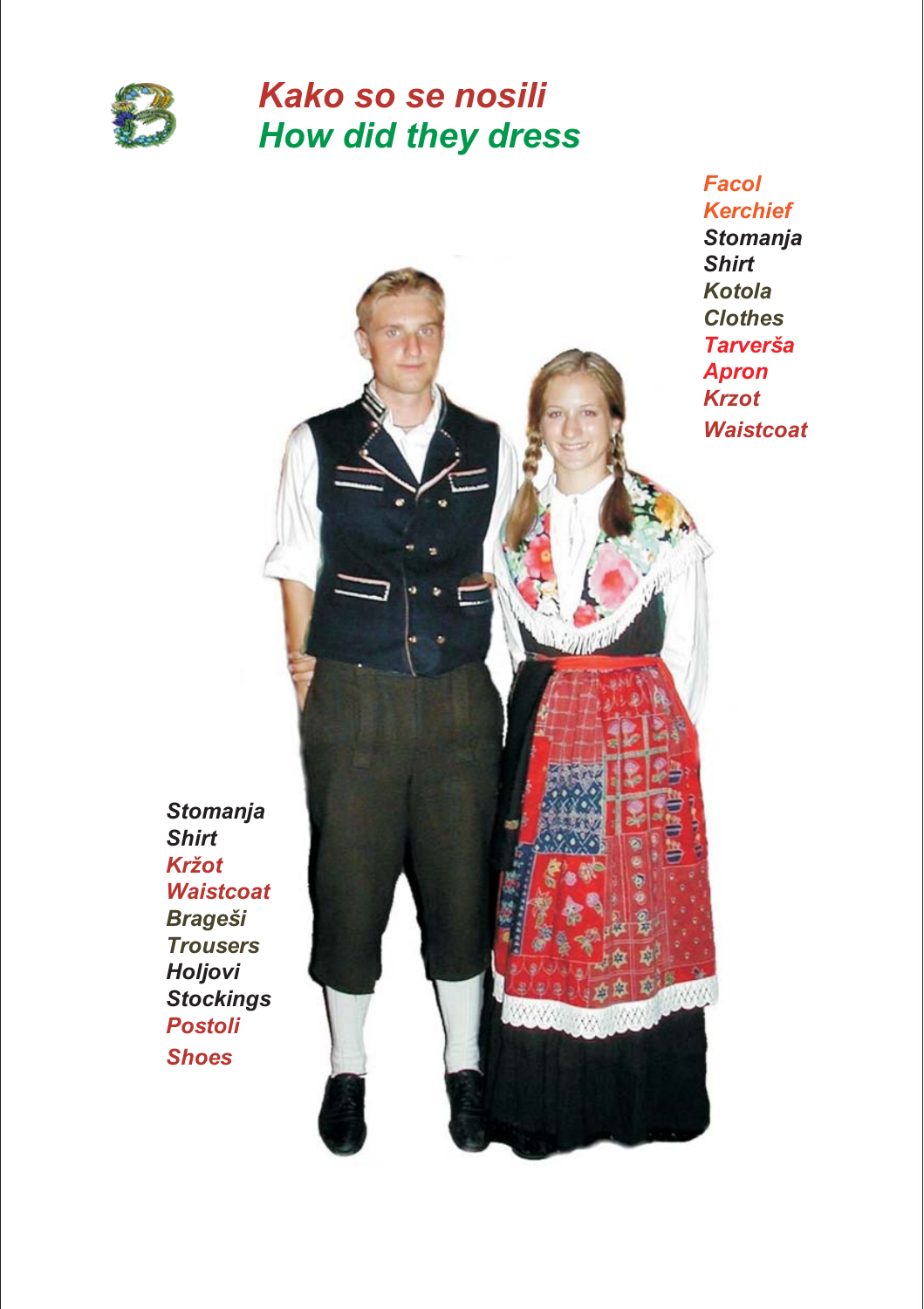# *Kako so se nosili*
# *How did they dress*

*Facol*
*Kerchief*
*Stomanja*
*Shirt*
*Kotola*
*Clothes*
*Tarverša*
*Apron*
*Krzot*
*Waistcoat*

*Stomanja*
*Shirt*
*Kržot*
*Waistcoat*
*Brageši*
*Trousers*
*Holjovi*
*Stockings*
*Postoli*
*Shoes*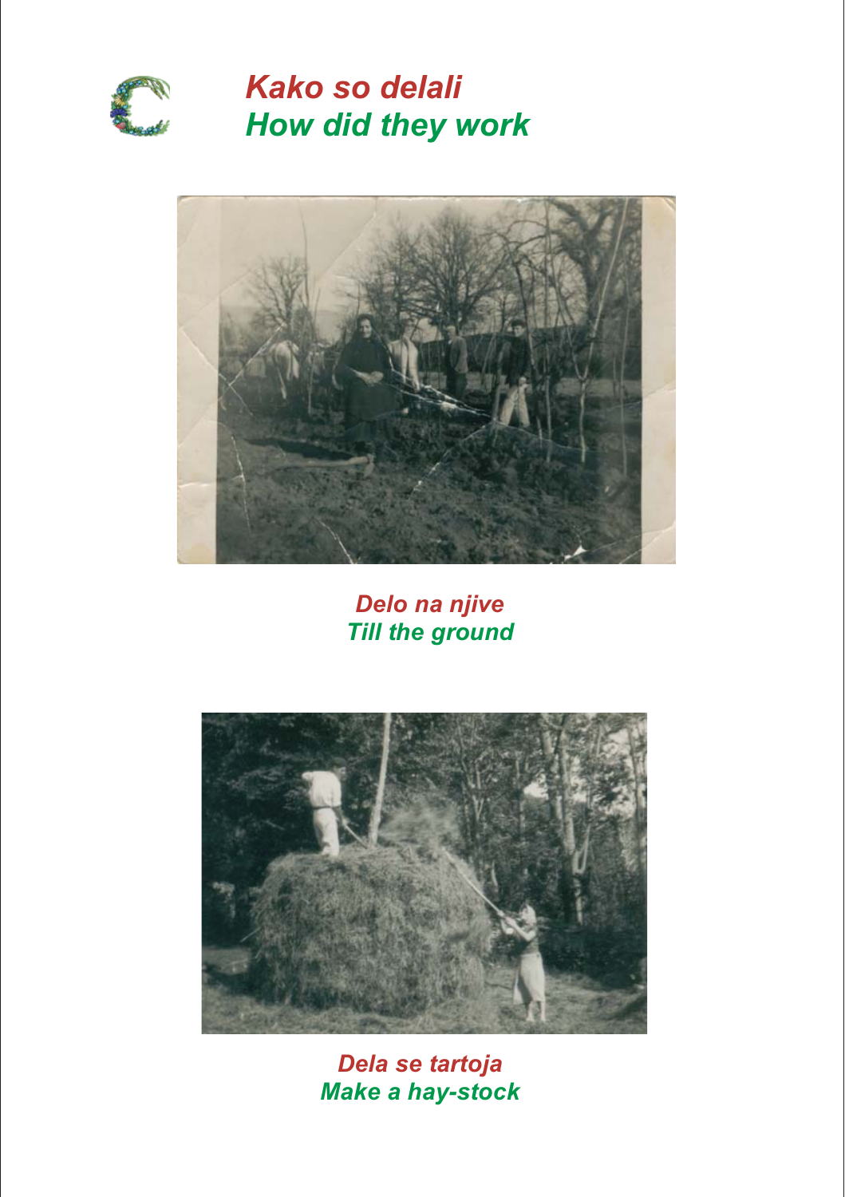# *Kako so delali*
# *How did they work*

*Delo na njive*
*Till the ground*

*Dela se tartoja*
*Make a hay-stock*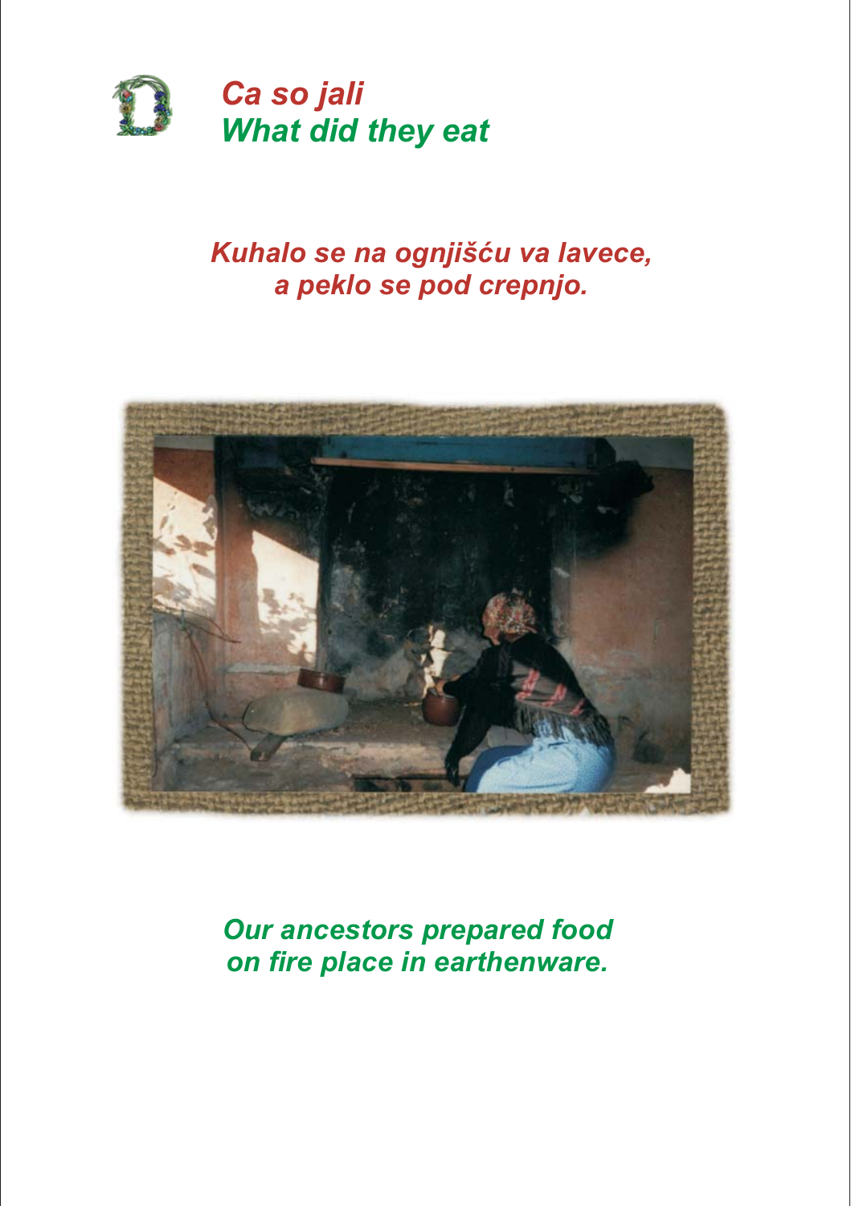# *Ca so jali*
# *What did they eat*

*Kuhalo se na ognjišću va lavece,*
*a peklo se pod crepnjo.*

*Our ancestors prepared food*
*on fire place in earthenware.*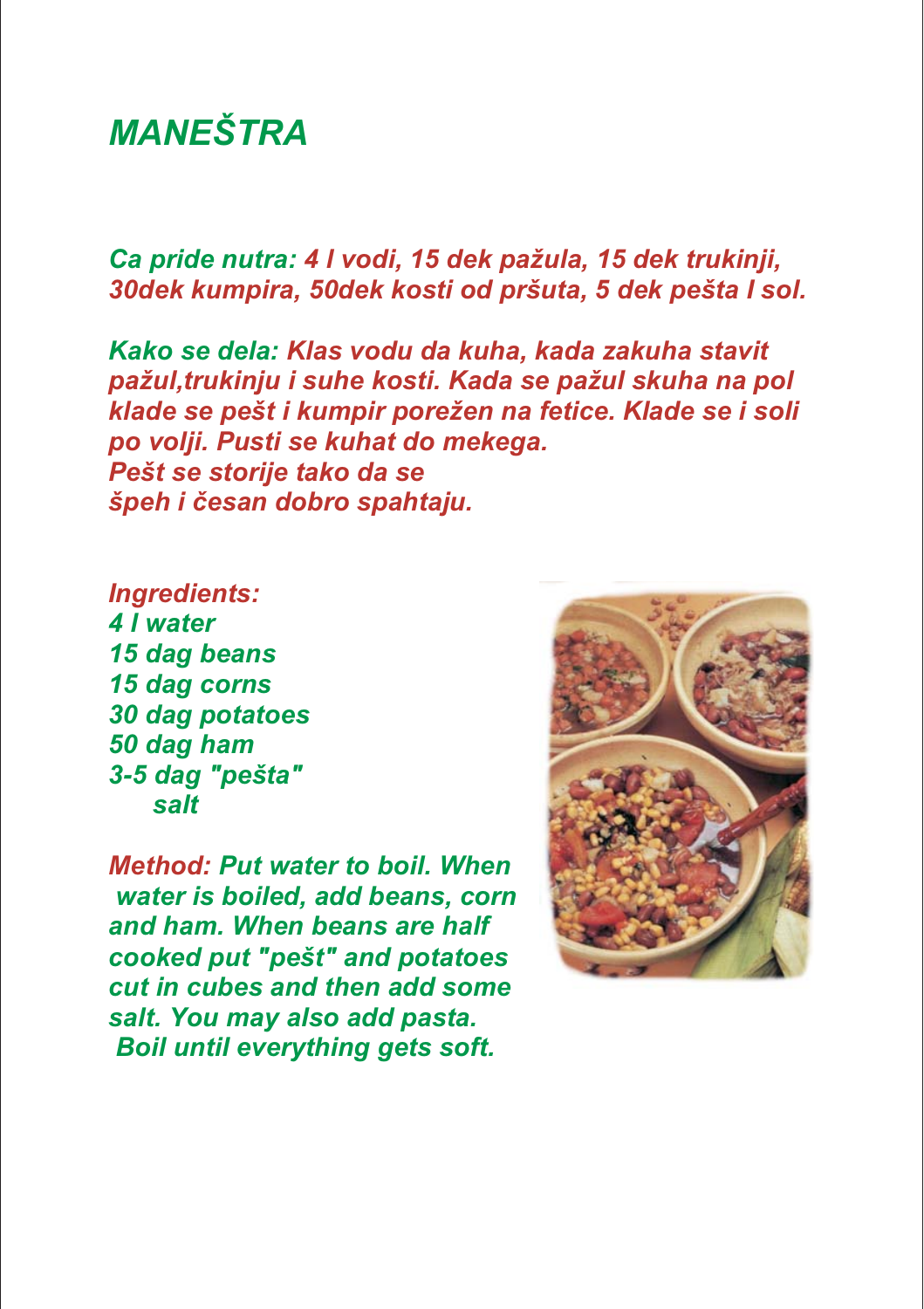# *MANEŠTRA*

***Ca pride nutra:** 4 l vodi, 15 dek pažula, 15 dek trukinji, 30dek kumpira, 50dek kosti od pršuta, 5 dek pešta I sol.*

***Kako se dela:** Klas vodu da kuha, kada zakuha stavit pažul,trukinju i suhe kosti. Kada se pažul skuha na pol klade se pešt i kumpir porežen na fetice. Klade se i soli po volji. Pusti se kuhat do mekega.*
*Pešt se storije tako da se*
*špeh i česan dobro spahtaju.*

***Ingredients:***
***4 l water***
***15 dag beans***
***15 dag corns***
***30 dag potatoes***
***50 dag ham***
***3-5 dag "pešta"***
***salt***

***Method:** Put water to boil. When water is boiled, add beans, corn and ham. When beans are half cooked put "pešt" and potatoes cut in cubes and then add some salt. You may also add pasta. Boil until everything gets soft.*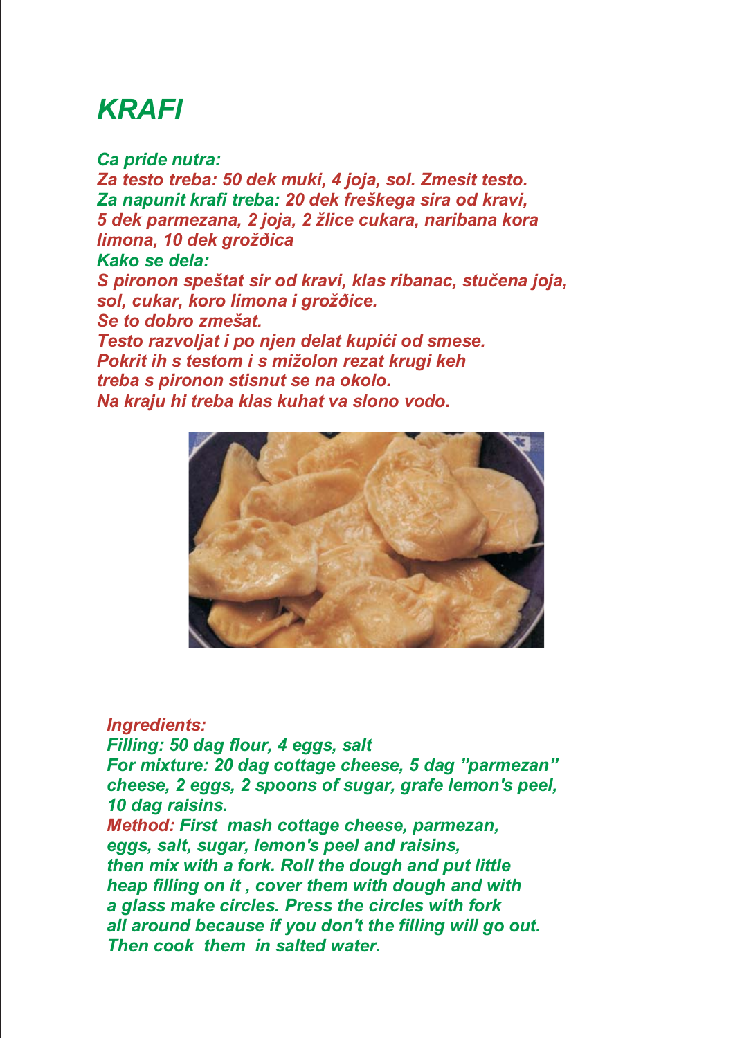# KRAFI

*Ca pride nutra:*
*Za testo treba: 50 dek muki, 4 joja, sol. Zmesit testo.*
*Za napunit krafi treba: 20 dek freškega sira od kravi, 5 dek parmezana, 2 joja, 2 žlice cukara, naribana kora limona, 10 dek grožđica*
*Kako se dela:*
*S pironon speštat sir od kravi, klas ribanac, stučena joja, sol, cukar, koro limona i grožđice.*
*Se to dobro zmešat.*
*Testo razvoljat i po njen delat kupići od smese.*
*Pokrit ih s testom i s mižolon rezat krugi keh treba s pironon stisnut se na okolo.*
*Na kraju hi treba klas kuhat va slono vodo.*

*Ingredients:*
*Filling: 50 dag flour, 4 eggs, salt*
*For mixture: 20 dag cottage cheese, 5 dag "parmezan" cheese, 2 eggs, 2 spoons of sugar, grafe lemon's peel, 10 dag raisins.*
*Method: First mash cottage cheese, parmezan, eggs, salt, sugar, lemon's peel and raisins, then mix with a fork. Roll the dough and put little heap filling on it , cover them with dough and with a glass make circles. Press the circles with fork all around because if you don't the filling will go out. Then cook them in salted water.*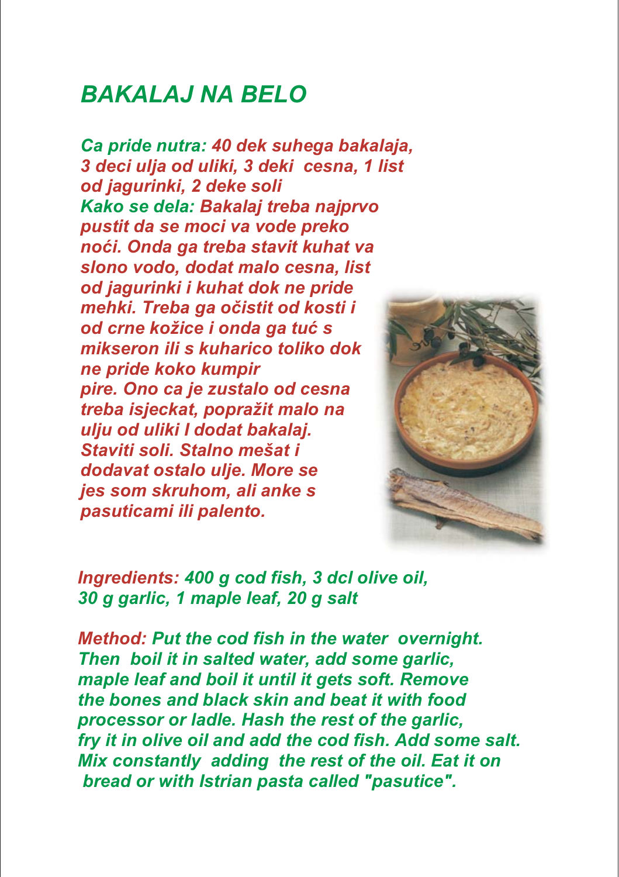# BAKALAJ NA BELO

**Ca pride nutra:** 40 dek suhega bakalaja, 3 deci ulja od uliki, 3 deki cesna, 1 list od jagurinki, 2 deke soli

**Kako se dela:** Bakalaj treba najprvo pustit da se moci va vode preko noći. Onda ga treba stavit kuhat va slono vodo, dodat malo cesna, list od jagurinki i kuhat dok ne pride mehki. Treba ga očistit od kosti i od crne kožice i onda ga tuć s mikseron ili s kuharico toliko dok ne pride koko kumpir pire. Ono ca je zustalo od cesna treba isjeckat, popražit malo na ulju od uliki I dodat bakalaj. Staviti soli. Stalno mešat i dodavat ostalo ulje. More se jes som skruhom, ali anke s pasuticami ili palento.

**Ingredients:** 400 g cod fish, 3 dcl olive oil, 30 g garlic, 1 maple leaf, 20 g salt

**Method:** Put the cod fish in the water overnight. Then boil it in salted water, add some garlic, maple leaf and boil it until it gets soft. Remove the bones and black skin and beat it with food processor or ladle. Hash the rest of the garlic, fry it in olive oil and add the cod fish. Add some salt. Mix constantly adding the rest of the oil. Eat it on bread or with Istrian pasta called "pasutice".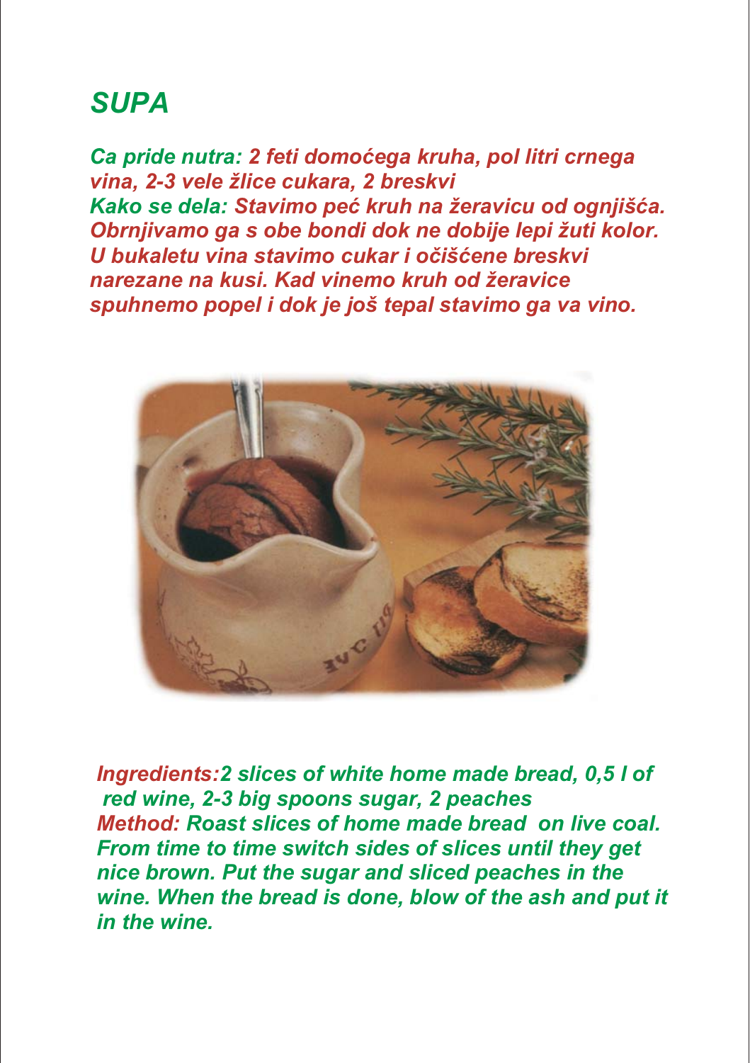# SUPA

***Ca pride nutra:*** *2 feti domoćega kruha, pol litri crnega vina, 2-3 vele žlice cukara, 2 breskvi*
***Kako se dela:*** *Stavimo peć kruh na žeravicu od ognjišća. Obrnjivamo ga s obe bondi dok ne dobije lepi žuti kolor. U bukaletu vina stavimo cukar i očišćene breskvi narezane na kusi. Kad vinemo kruh od žeravice spuhnemo popel i dok je još tepal stavimo ga va vino.*

***Ingredients:*** *2 slices of white home made bread, 0,5 l of red wine, 2-3 big spoons sugar, 2 peaches*
***Method:*** *Roast slices of home made bread on live coal. From time to time switch sides of slices until they get nice brown. Put the sugar and sliced peaches in the wine. When the bread is done, blow of the ash and put it in the wine.*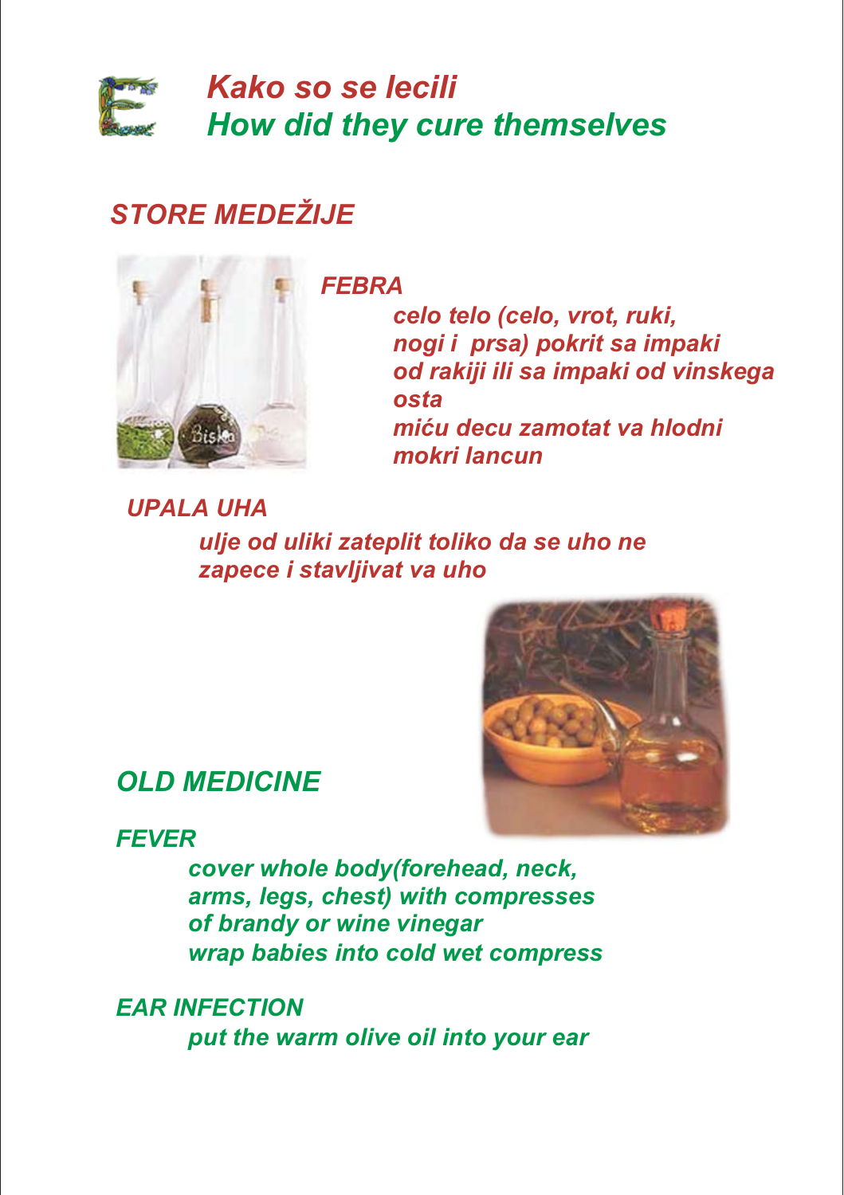# Kako so se lecili
# How did they cure themselves

## STORE MEDEŽIJE

### FEBRA

*celo telo (celo, vrot, ruki, nogi i prsa) pokrit sa impaki od rakiji ili sa impaki od vinskega osta*

*miću decu zamotat va hlodni mokri lancun*

### UPALA UHA

*ulje od uliki zateplit toliko da se uho ne zapece i stavljivat va uho*

## OLD MEDICINE

### FEVER

*cover whole body(forehead, neck, arms, legs, chest) with compresses of brandy or wine vinegar*

*wrap babies into cold wet compress*

### EAR INFECTION

*put the warm olive oil into your ear*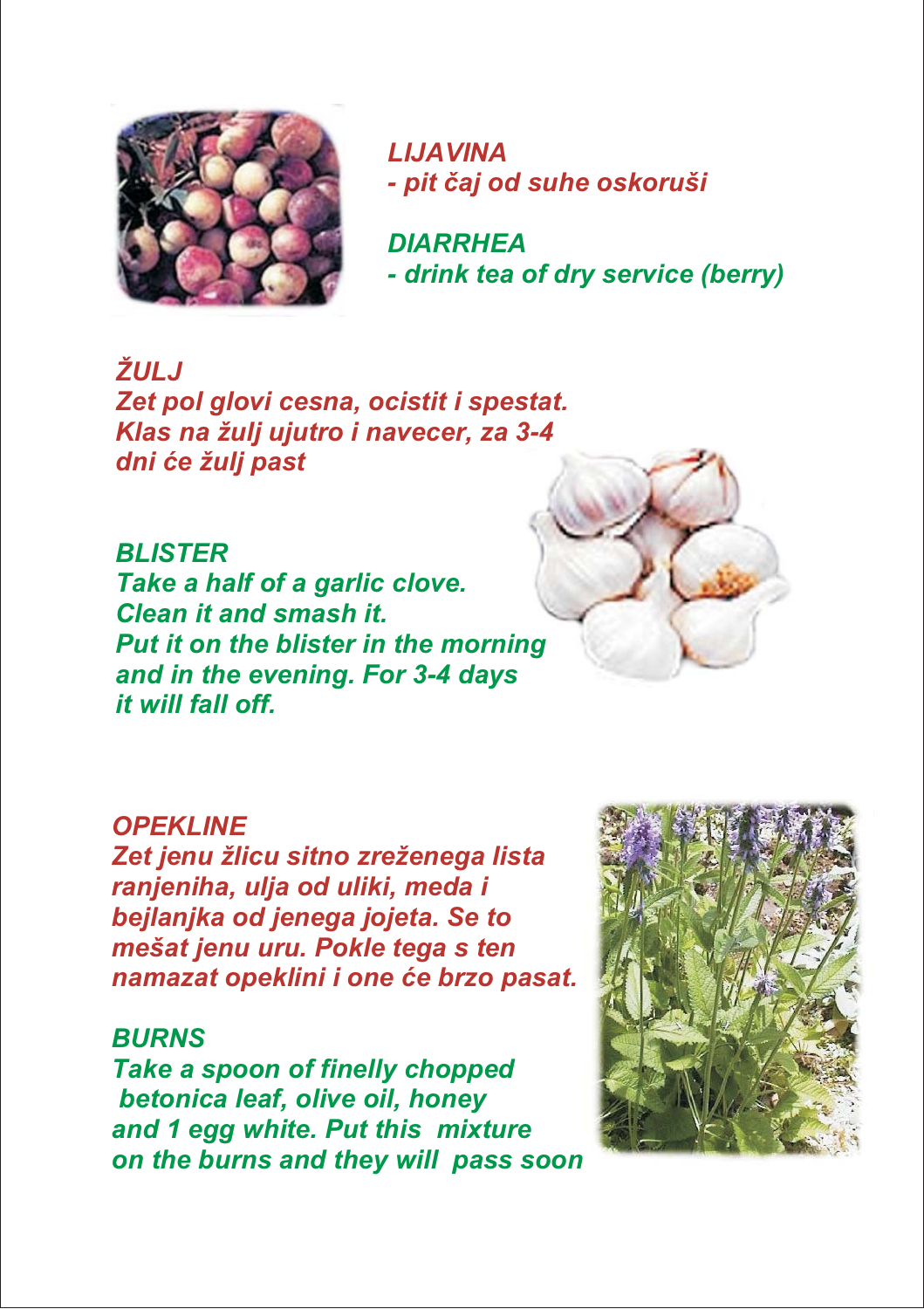### *LIJAVINA*

*- pit čaj od suhe oskoruši*

### *DIARRHEA*

*- drink tea of dry service (berry)*

### *ŽULJ*

*Zet pol glovi cesna, ocistit i spestat. Klas na žulj ujutro i navecer, za 3-4 dni će žulj past*

### *BLISTER*

*Take a half of a garlic clove. Clean it and smash it. Put it on the blister in the morning and in the evening. For 3-4 days it will fall off.*

### *OPEKLINE*

*Zet jenu žlicu sitno zreženega lista ranjeniha, ulja od uliki, meda i bejlanjka od jenega jojeta. Se to mešat jenu uru. Pokle tega s ten namazat opeklini i one će brzo pasat.*

### *BURNS*

*Take a spoon of finelly chopped betonica leaf, olive oil, honey and 1 egg white. Put this mixture on the burns and they will pass soon*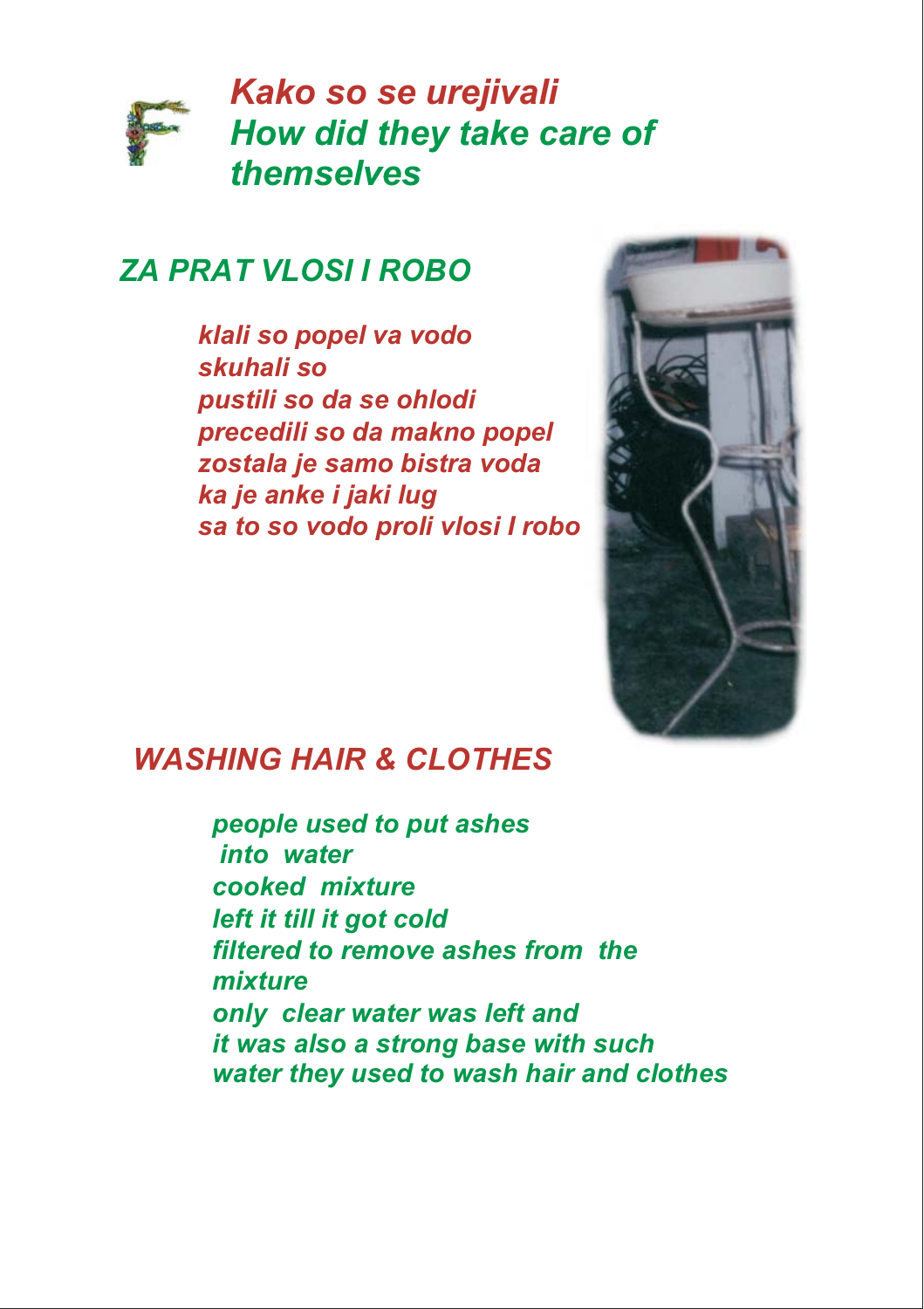# *Kako so se urejivali*
# *How did they take care of themselves*

## *ZA PRAT VLOSI I ROBO*

*klali so popel va vodo*
*skuhali so*
*pustili so da se ohlodi*
*precedili so da makno popel*
*zostala je samo bistra voda*
*ka je anke i jaki lug*
*sa to so vodo proli vlosi I robo*

## *WASHING HAIR & CLOTHES*

*people used to put ashes*
*into water*
*cooked mixture*
*left it till it got cold*
*filtered to remove ashes from the mixture*
*only clear water was left and*
*it was also a strong base with such water they used to wash hair and clothes*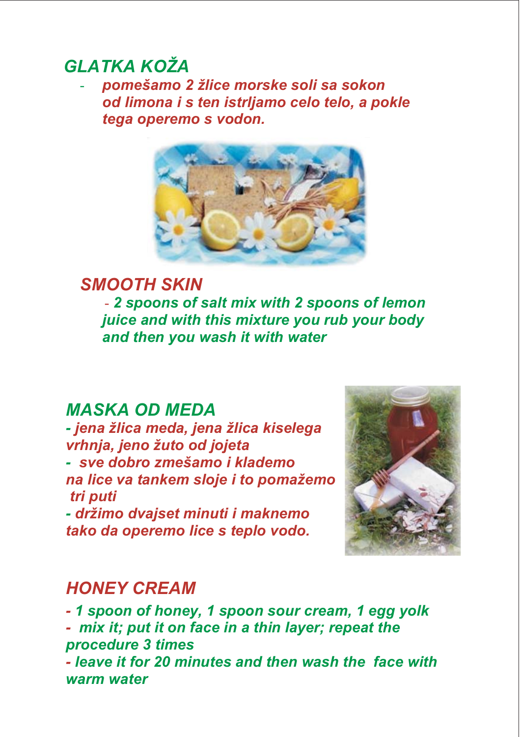## *GLATKA KOŽA*

- *pomešamo 2 žlice morske soli sa sokon od limona i s ten istrljamo celo telo, a pokle tega operemo s vodon.*

## *SMOOTH SKIN*

- *2 spoons of salt mix with 2 spoons of lemon juice and with this mixture you rub your body and then you wash it with water*

## *MASKA OD MEDA*

*- jena žlica meda, jena žlica kiselega vrhnja, jeno žuto od jojeta*

*- sve dobro zmešamo i klademo na lice va tankem sloje i to pomažemo tri puti*

*- držimo dvajset minuti i maknemo tako da operemo lice s teplo vodo.*

## *HONEY CREAM*

*- 1 spoon of honey, 1 spoon sour cream, 1 egg yolk*

*- mix it; put it on face in a thin layer; repeat the procedure 3 times*

*- leave it for 20 minutes and then wash the face with warm water*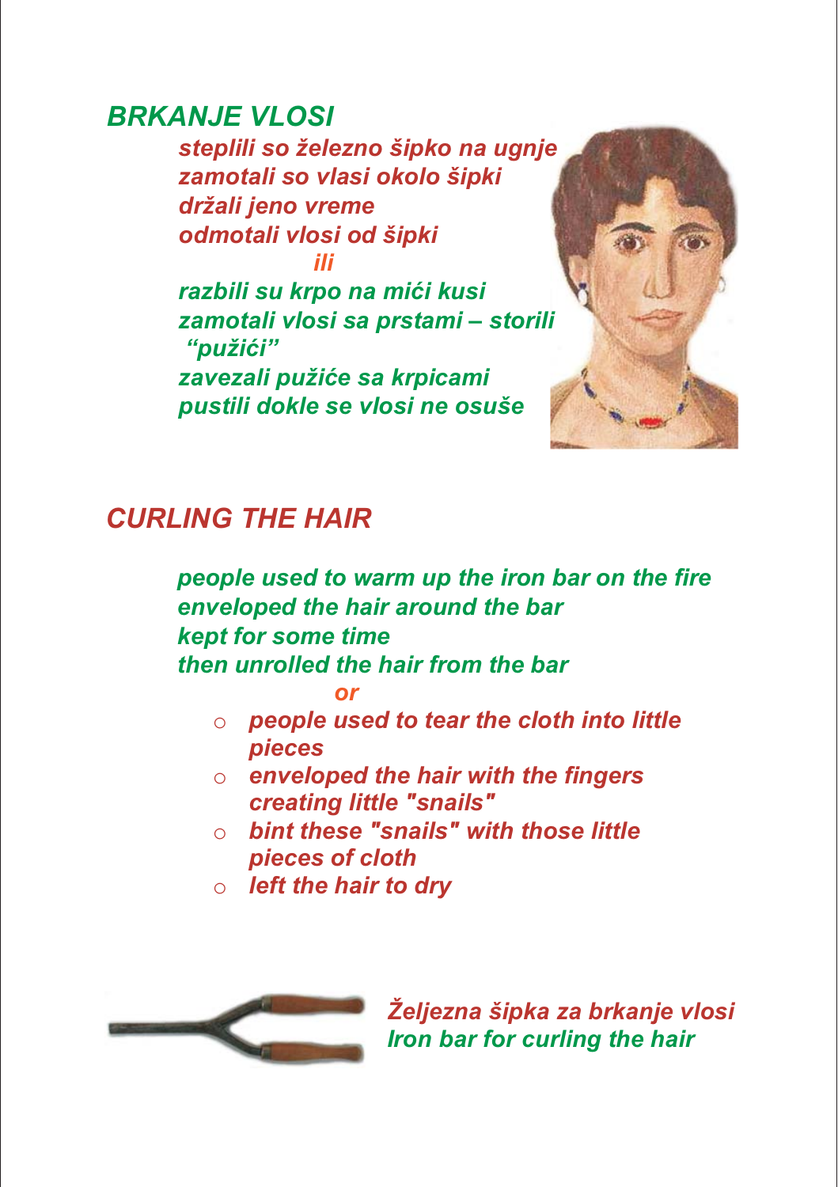## BRKANJE VLOSI

*steplili so železno šipko na ugnje*
*zamotali so vlasi okolo šipki*
*držali jeno vreme*
*odmotali vlosi od šipki*

*ili*

*razbili su krpo na mići kusi*
*zamotali vlosi sa prstami – storili "pužići"*
*zavezali pužiće sa krpicami*
*pustili dokle se vlosi ne osuše*

## CURLING THE HAIR

*people used to warm up the iron bar on the fire*
*enveloped the hair around the bar*
*kept for some time*
*then unrolled the hair from the bar*

*or*

- *people used to tear the cloth into little pieces*
- *enveloped the hair with the fingers creating little "snails"*
- *bint these "snails" with those little pieces of cloth*
- *left the hair to dry*

*Željezna šipka za brkanje vlosi*
*Iron bar for curling the hair*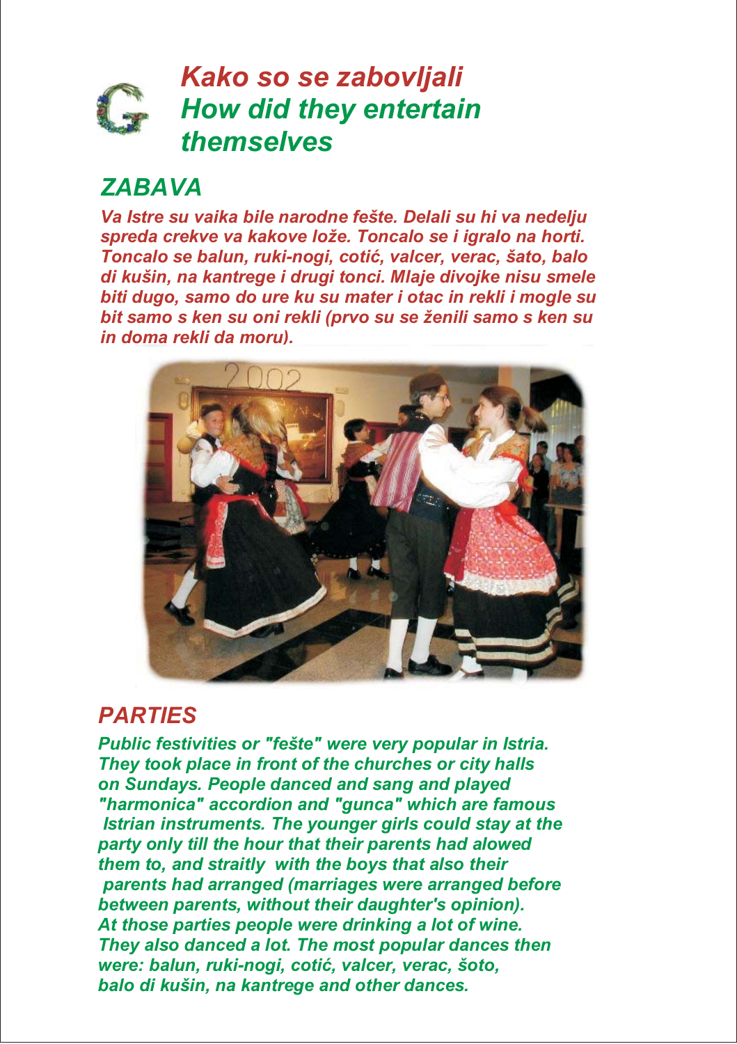# Kako so se zabovljali
# How did they entertain themselves

## ZABAVA

*Va Istre su vaika bile narodne fešte. Delali su hi va nedelju spreda crekve va kakove lože. Toncalo se i igralo na horti. Toncalo se balun, ruki-nogi, cotić, valcer, verac, šato, balo di kušin, na kantrege i drugi tonci. Mlaje divojke nisu smele biti dugo, samo do ure ku su mater i otac in rekli i mogle su bit samo s ken su oni rekli (prvo su se ženili samo s ken su in doma rekli da moru).*

## PARTIES

*Public festivities or "fešte" were very popular in Istria. They took place in front of the churches or city halls on Sundays. People danced and sang and played "harmonica" accordion and "gunca" which are famous Istrian instruments. The younger girls could stay at the party only till the hour that their parents had alowed them to, and straitly with the boys that also their parents had arranged (marriages were arranged before between parents, without their daughter's opinion). At those parties people were drinking a lot of wine. They also danced a lot. The most popular dances then were: balun, ruki-nogi, cotić, valcer, verac, šoto, balo di kušin, na kantrege and other dances.*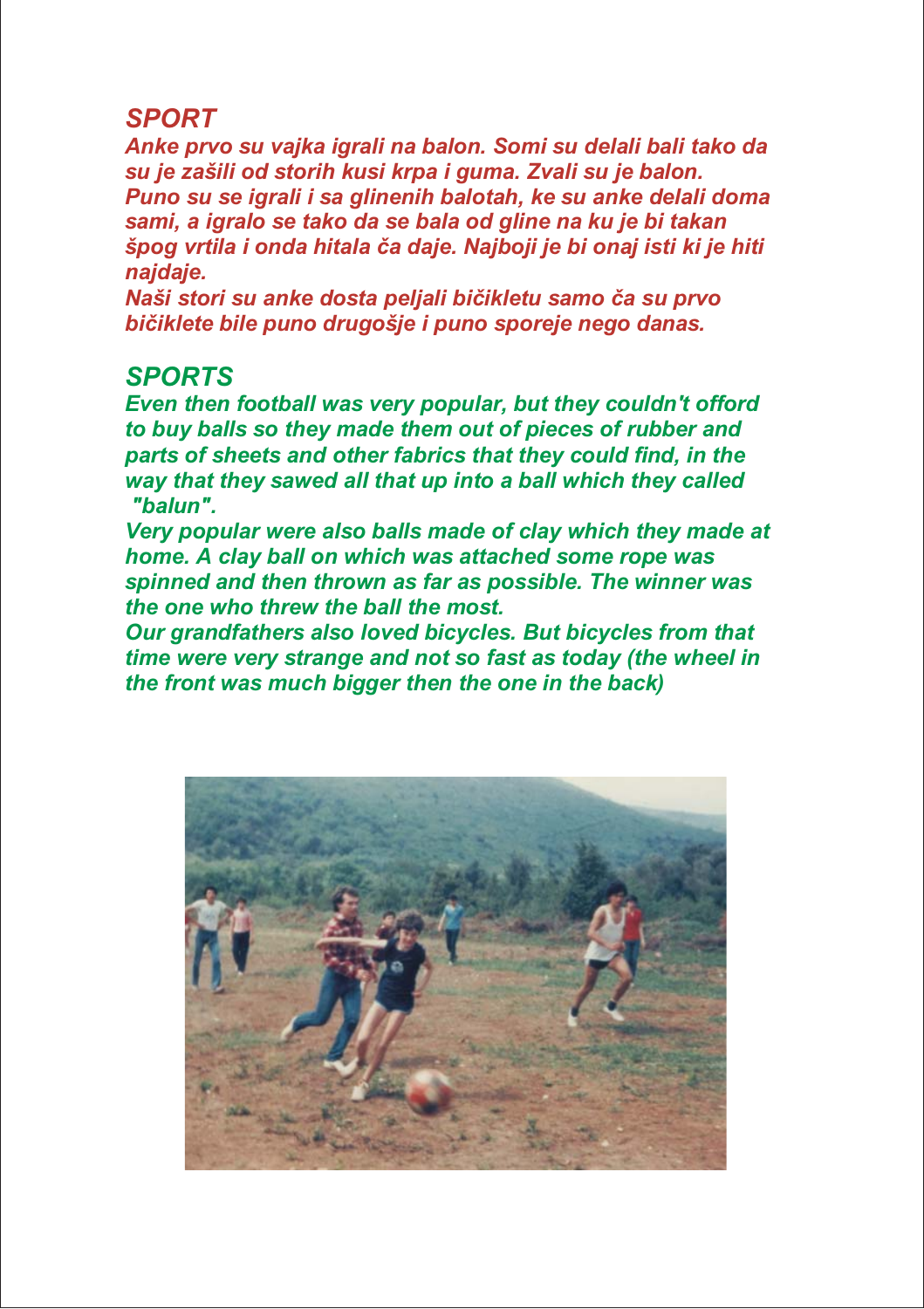## *SPORT*

***Anke prvo su vajka igrali na balon. Somi su delali bali tako da su je zašili od storih kusi krpa i guma. Zvali su je balon.***
***Puno su se igrali i sa glinenih balotah, ke su anke delali doma sami, a igralo se tako da se bala od gline na ku je bi takan špog vrtila i onda hitala ča daje. Najboji je bi onaj isti ki je hiti najdaje.***
***Naši stori su anke dosta peljali bičikletu samo ča su prvo bičiklete bile puno drugošje i puno sporeje nego danas.***

## *SPORTS*

***Even then football was very popular, but they couldn't offord to buy balls so they made them out of pieces of rubber and parts of sheets and other fabrics that they could find, in the way that they sawed all that up into a ball which they called "balun".***
***Very popular were also balls made of clay which they made at home. A clay ball on which was attached some rope was spinned and then thrown as far as possible. The winner was the one who threw the ball the most.***
***Our grandfathers also loved bicycles. But bicycles from that time were very strange and not so fast as today (the wheel in the front was much bigger then the one in the back)***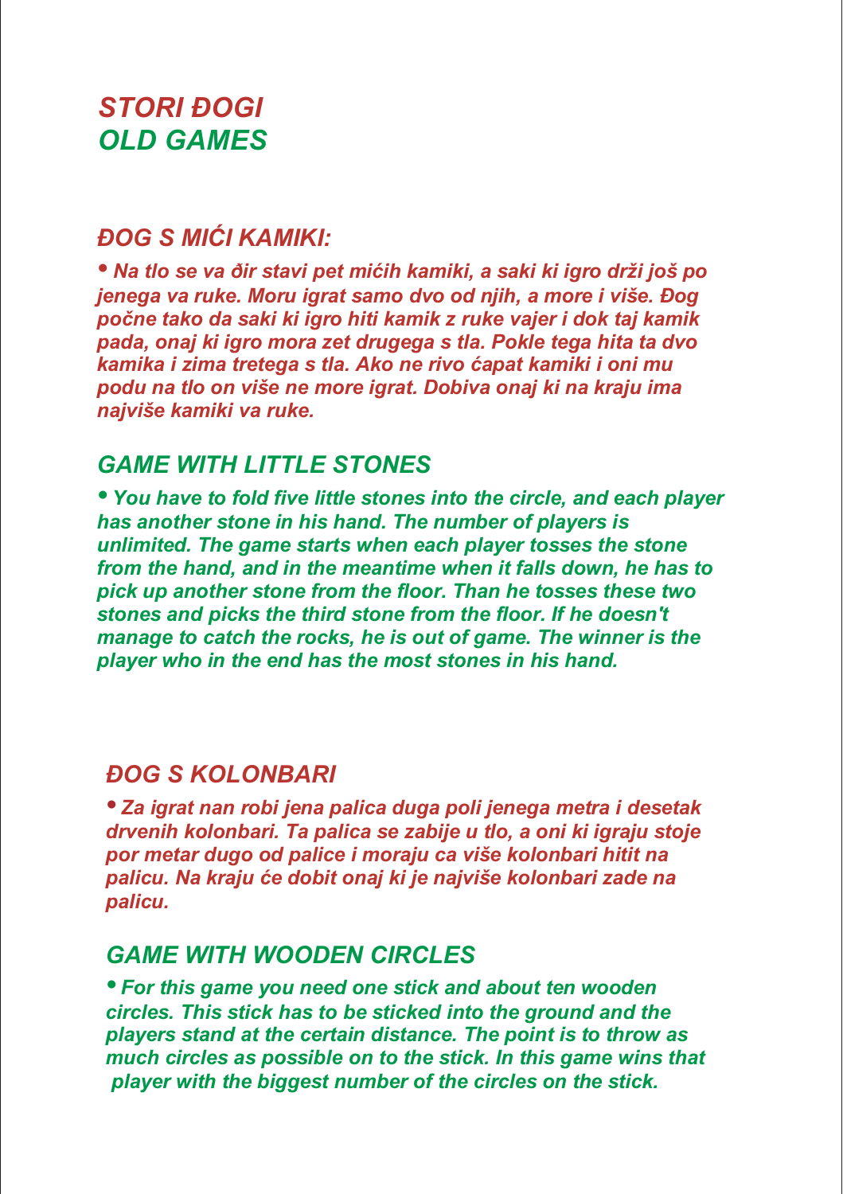# *STORI ĐOGI*
# *OLD GAMES*

## *ĐOG S MIĆI KAMIKI:*

- ***Na tlo se va đir stavi pet mićih kamiki, a saki ki igro drži još po jenega va ruke. Moru igrat samo dvo od njih, a more i više. Đog počne tako da saki ki igro hiti kamik z ruke vajer i dok taj kamik pada, onaj ki igro mora zet drugega s tla. Pokle tega hita ta dvo kamika i zima tretega s tla. Ako ne rivo ćapat kamiki i oni mu podu na tlo on više ne more igrat. Dobiva onaj ki na kraju ima najviše kamiki va ruke.***

## *GAME WITH LITTLE STONES*

- ***You have to fold five little stones into the circle, and each player has another stone in his hand. The number of players is unlimited. The game starts when each player tosses the stone from the hand, and in the meantime when it falls down, he has to pick up another stone from the floor. Than he tosses these two stones and picks the third stone from the floor. If he doesn't manage to catch the rocks, he is out of game. The winner is the player who in the end has the most stones in his hand.***

## *ĐOG S KOLONBARI*

- ***Za igrat nan robi jena palica duga poli jenega metra i desetak drvenih kolonbari. Ta palica se zabije u tlo, a oni ki igraju stoje por metar dugo od palice i moraju ca više kolonbari hitit na palicu. Na kraju će dobit onaj ki je najviše kolonbari zade na palicu.***

## *GAME WITH WOODEN CIRCLES*

- ***For this game you need one stick and about ten wooden circles. This stick has to be sticked into the ground and the players stand at the certain distance. The point is to throw as much circles as possible on to the stick. In this game wins that player with the biggest number of the circles on the stick.***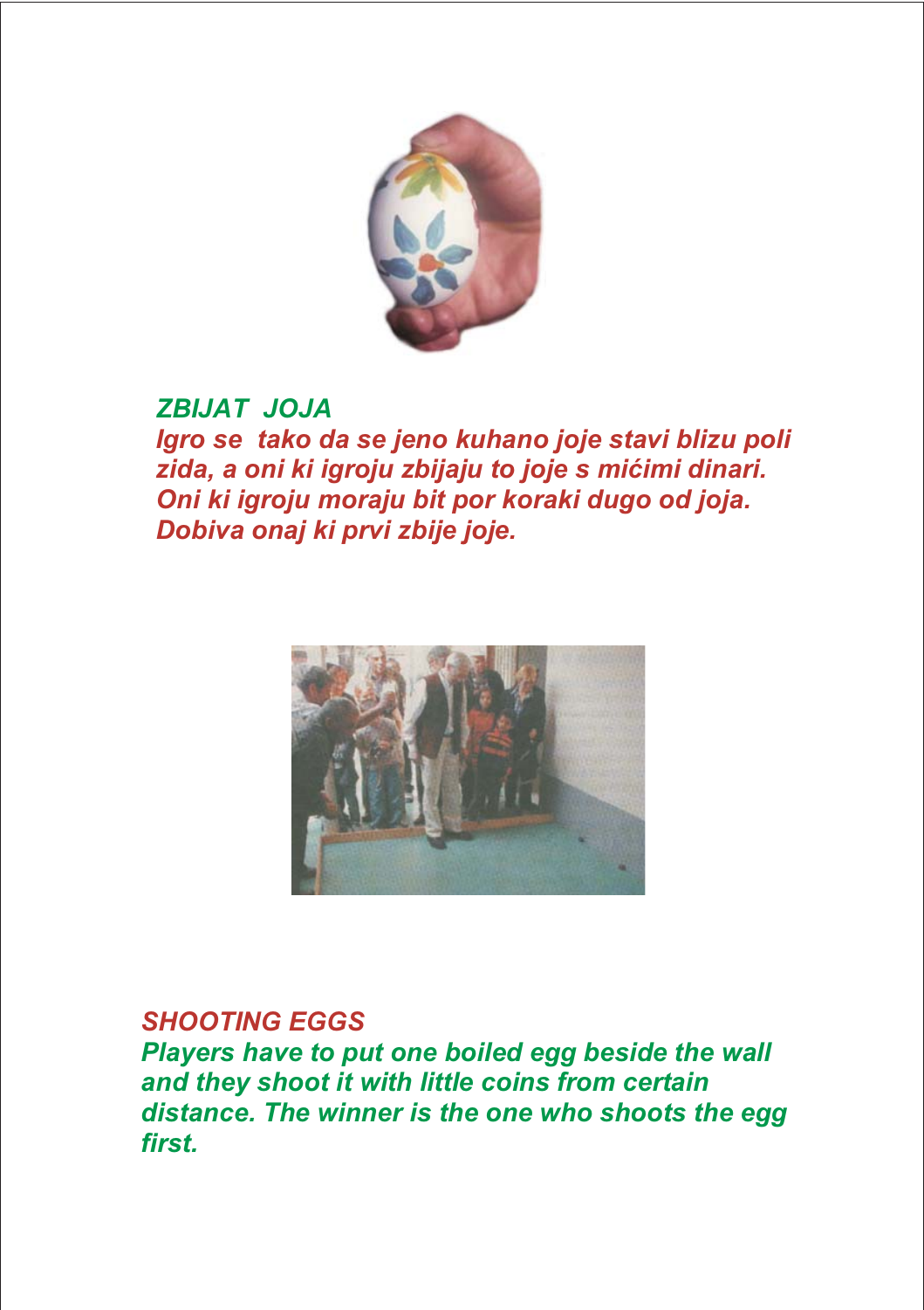## *ZBIJAT JOJA*

***Igro se tako da se jeno kuhano joje stavi blizu poli zida, a oni ki igroju zbijaju to joje s mićimi dinari. Oni ki igroju moraju bit por koraki dugo od joja. Dobiva onaj ki prvi zbije joje.***

## *SHOOTING EGGS*

***Players have to put one boiled egg beside the wall and they shoot it with little coins from certain distance. The winner is the one who shoots the egg first.***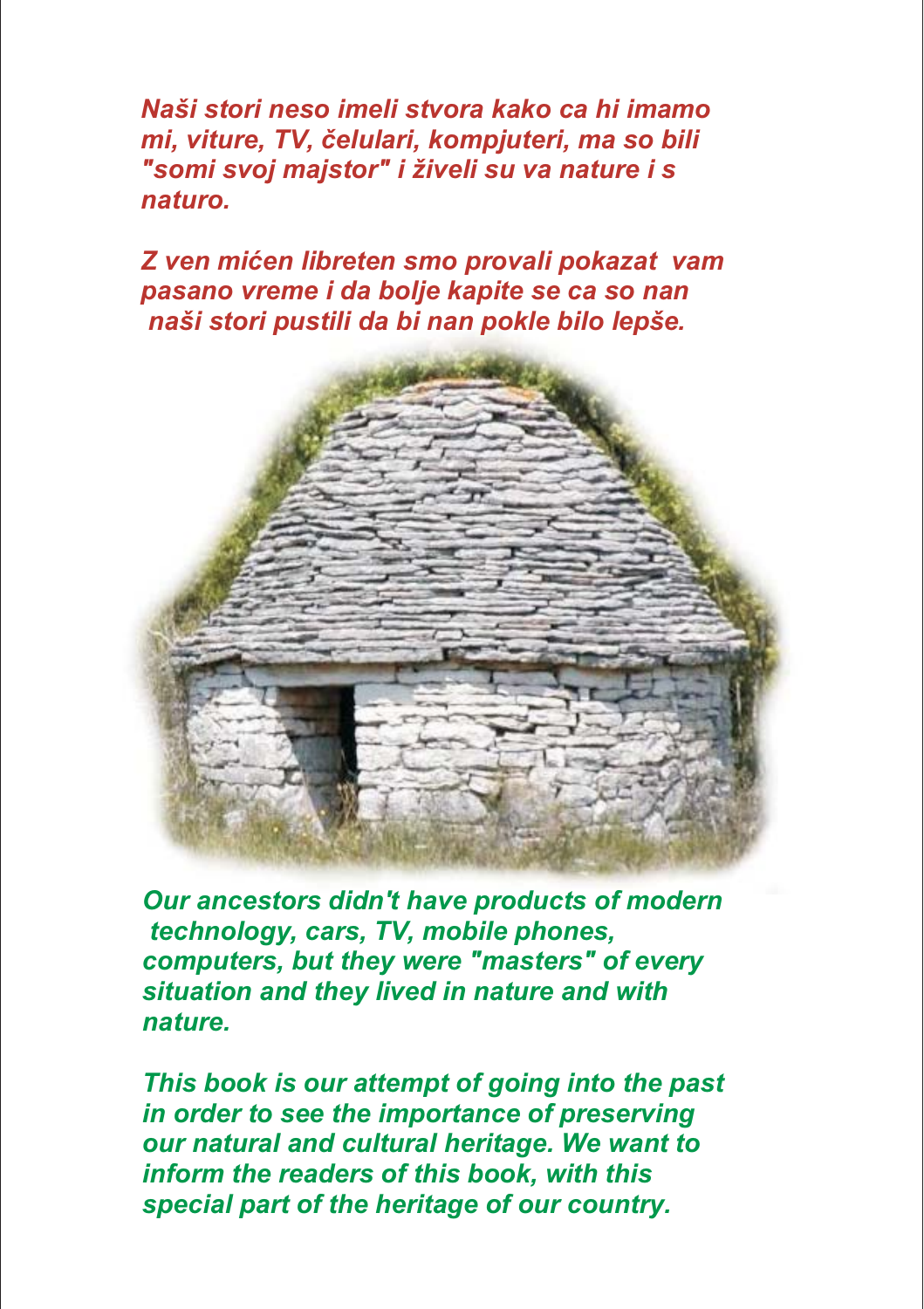*Naši stori neso imeli stvora kako ca hi imamo mi, viture, TV, čelulari, kompjuteri, ma so bili "somi svoj majstor" i živeli su va nature i s naturo.*

*Z ven mićen libreten smo provali pokazat vam pasano vreme i da bolje kapite se ca so nan naši stori pustili da bi nan pokle bilo lepše.*

*Our ancestors didn't have products of modern technology, cars, TV, mobile phones, computers, but they were "masters" of every situation and they lived in nature and with nature.*

*This book is our attempt of going into the past in order to see the importance of preserving our natural and cultural heritage. We want to inform the readers of this book, with this special part of the heritage of our country.*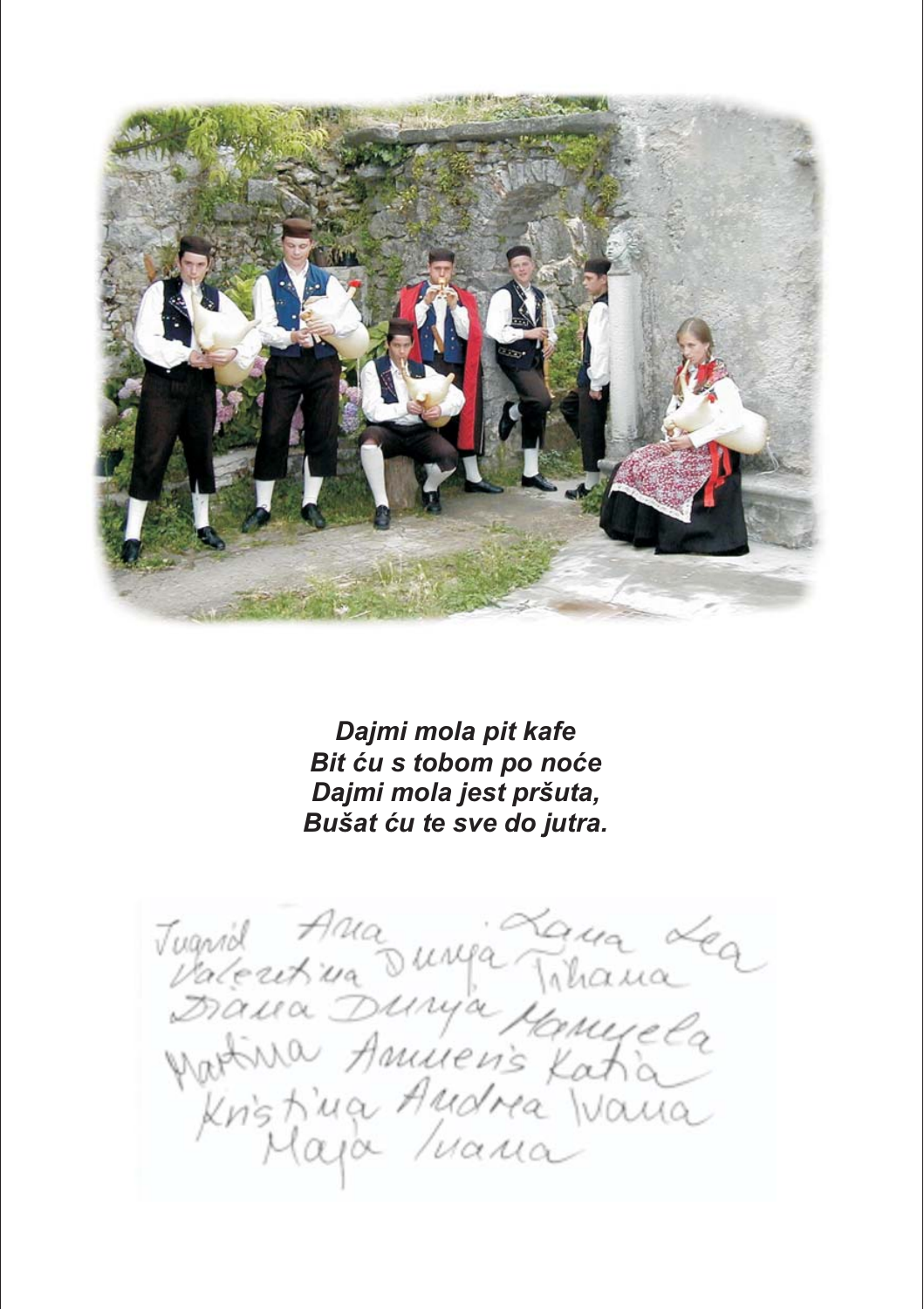*Dajmi mola pit kafe*
*Bit ću s tobom po noće*
*Dajmi mola jest pršuta,*
*Bušat ću te sve do jutra.*

Juranid Ana Dunja Lana Lea
Valentina Tihana
Diana Dunja Manuela
Martina Annemis Katia
Kristina Andrea Ivana
Maja Ivana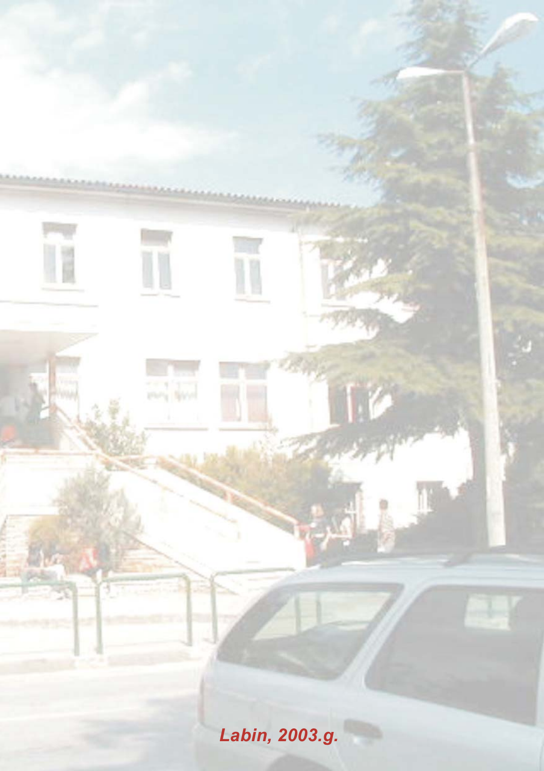*Labin, 2003.g.*